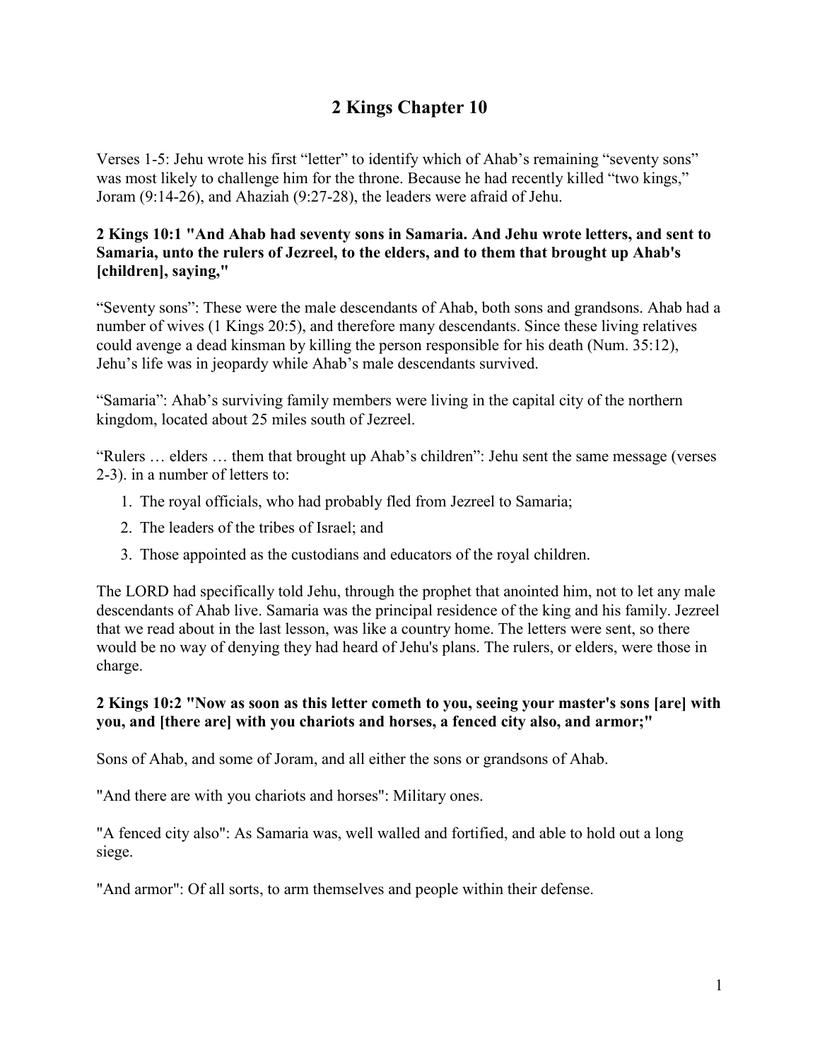# 2 Kings Chapter 10

Verses 1-5: Jehu wrote his first "letter" to identify which of Ahab's remaining "seventy sons" was most likely to challenge him for the throne. Because he had recently killed "two kings," Joram (9:14-26), and Ahaziah (9:27-28), the leaders were afraid of Jehu.

**2 Kings 10:1 "And Ahab had seventy sons in Samaria. And Jehu wrote letters, and sent to Samaria, unto the rulers of Jezreel, to the elders, and to them that brought up Ahab's [children], saying,"**

"Seventy sons": These were the male descendants of Ahab, both sons and grandsons. Ahab had a number of wives (1 Kings 20:5), and therefore many descendants. Since these living relatives could avenge a dead kinsman by killing the person responsible for his death (Num. 35:12), Jehu's life was in jeopardy while Ahab's male descendants survived.

"Samaria": Ahab's surviving family members were living in the capital city of the northern kingdom, located about 25 miles south of Jezreel.

"Rulers … elders … them that brought up Ahab's children": Jehu sent the same message (verses 2-3). in a number of letters to:

1. The royal officials, who had probably fled from Jezreel to Samaria;
2. The leaders of the tribes of Israel; and
3. Those appointed as the custodians and educators of the royal children.

The LORD had specifically told Jehu, through the prophet that anointed him, not to let any male descendants of Ahab live. Samaria was the principal residence of the king and his family. Jezreel that we read about in the last lesson, was like a country home. The letters were sent, so there would be no way of denying they had heard of Jehu's plans. The rulers, or elders, were those in charge.

**2 Kings 10:2 "Now as soon as this letter cometh to you, seeing your master's sons [are] with you, and [there are] with you chariots and horses, a fenced city also, and armor;"**

Sons of Ahab, and some of Joram, and all either the sons or grandsons of Ahab.

"And there are with you chariots and horses": Military ones.

"A fenced city also": As Samaria was, well walled and fortified, and able to hold out a long siege.

"And armor": Of all sorts, to arm themselves and people within their defense.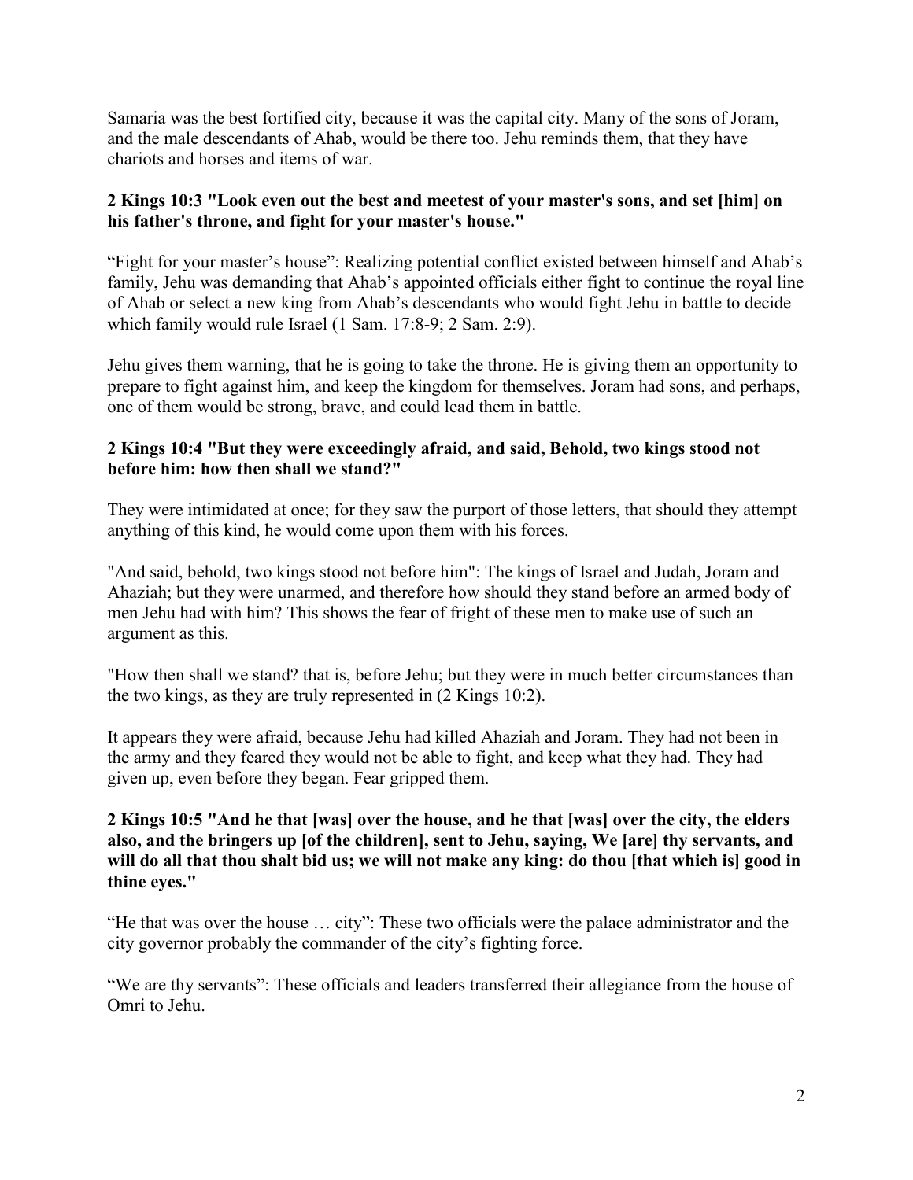Samaria was the best fortified city, because it was the capital city. Many of the sons of Joram, and the male descendants of Ahab, would be there too. Jehu reminds them, that they have chariots and horses and items of war.

**2 Kings 10:3 "Look even out the best and meetest of your master's sons, and set [him] on his father's throne, and fight for your master's house."**

"Fight for your master's house": Realizing potential conflict existed between himself and Ahab's family, Jehu was demanding that Ahab's appointed officials either fight to continue the royal line of Ahab or select a new king from Ahab's descendants who would fight Jehu in battle to decide which family would rule Israel (1 Sam. 17:8-9; 2 Sam. 2:9).

Jehu gives them warning, that he is going to take the throne. He is giving them an opportunity to prepare to fight against him, and keep the kingdom for themselves. Joram had sons, and perhaps, one of them would be strong, brave, and could lead them in battle.

**2 Kings 10:4 "But they were exceedingly afraid, and said, Behold, two kings stood not before him: how then shall we stand?"**

They were intimidated at once; for they saw the purport of those letters, that should they attempt anything of this kind, he would come upon them with his forces.

"And said, behold, two kings stood not before him": The kings of Israel and Judah, Joram and Ahaziah; but they were unarmed, and therefore how should they stand before an armed body of men Jehu had with him? This shows the fear of fright of these men to make use of such an argument as this.

"How then shall we stand? that is, before Jehu; but they were in much better circumstances than the two kings, as they are truly represented in (2 Kings 10:2).

It appears they were afraid, because Jehu had killed Ahaziah and Joram. They had not been in the army and they feared they would not be able to fight, and keep what they had. They had given up, even before they began. Fear gripped them.

**2 Kings 10:5 "And he that [was] over the house, and he that [was] over the city, the elders also, and the bringers up [of the children], sent to Jehu, saying, We [are] thy servants, and will do all that thou shalt bid us; we will not make any king: do thou [that which is] good in thine eyes."**

"He that was over the house … city": These two officials were the palace administrator and the city governor probably the commander of the city's fighting force.

"We are thy servants": These officials and leaders transferred their allegiance from the house of Omri to Jehu.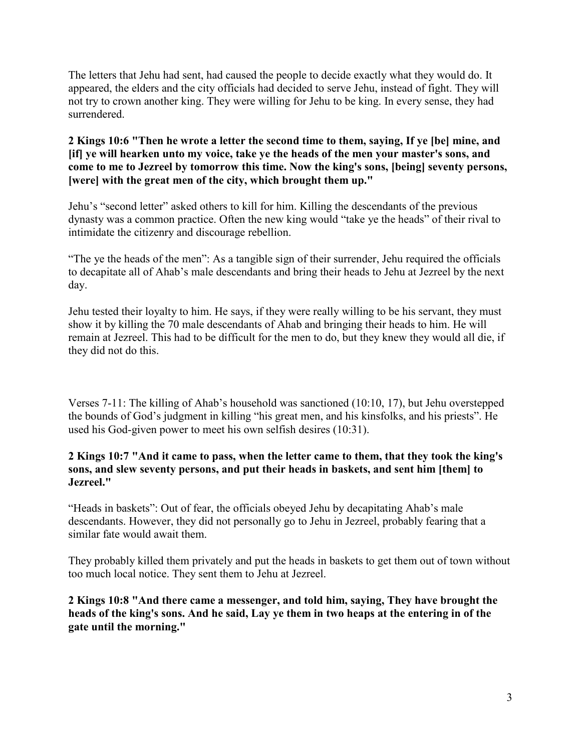The letters that Jehu had sent, had caused the people to decide exactly what they would do. It appeared, the elders and the city officials had decided to serve Jehu, instead of fight. They will not try to crown another king. They were willing for Jehu to be king. In every sense, they had surrendered.

**2 Kings 10:6 "Then he wrote a letter the second time to them, saying, If ye [be] mine, and [if] ye will hearken unto my voice, take ye the heads of the men your master's sons, and come to me to Jezreel by tomorrow this time. Now the king's sons, [being] seventy persons, [were] with the great men of the city, which brought them up."**

Jehu's "second letter" asked others to kill for him. Killing the descendants of the previous dynasty was a common practice. Often the new king would "take ye the heads" of their rival to intimidate the citizenry and discourage rebellion.

"The ye the heads of the men": As a tangible sign of their surrender, Jehu required the officials to decapitate all of Ahab's male descendants and bring their heads to Jehu at Jezreel by the next day.

Jehu tested their loyalty to him. He says, if they were really willing to be his servant, they must show it by killing the 70 male descendants of Ahab and bringing their heads to him. He will remain at Jezreel. This had to be difficult for the men to do, but they knew they would all die, if they did not do this.

Verses 7-11: The killing of Ahab's household was sanctioned (10:10, 17), but Jehu overstepped the bounds of God's judgment in killing "his great men, and his kinsfolks, and his priests". He used his God-given power to meet his own selfish desires (10:31).

**2 Kings 10:7 "And it came to pass, when the letter came to them, that they took the king's sons, and slew seventy persons, and put their heads in baskets, and sent him [them] to Jezreel."**

"Heads in baskets": Out of fear, the officials obeyed Jehu by decapitating Ahab's male descendants. However, they did not personally go to Jehu in Jezreel, probably fearing that a similar fate would await them.

They probably killed them privately and put the heads in baskets to get them out of town without too much local notice. They sent them to Jehu at Jezreel.

**2 Kings 10:8 "And there came a messenger, and told him, saying, They have brought the heads of the king's sons. And he said, Lay ye them in two heaps at the entering in of the gate until the morning."**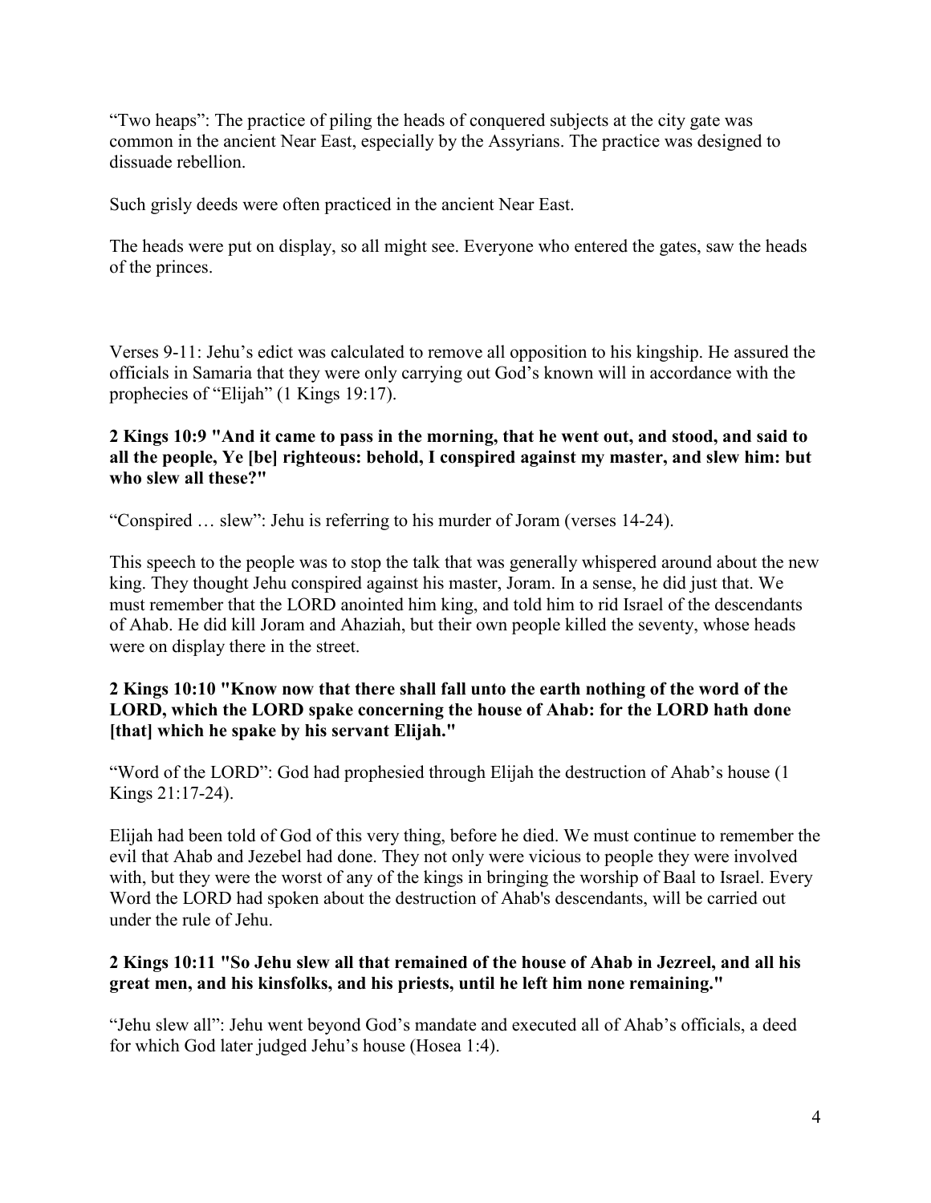“Two heaps”: The practice of piling the heads of conquered subjects at the city gate was common in the ancient Near East, especially by the Assyrians. The practice was designed to dissuade rebellion.

Such grisly deeds were often practiced in the ancient Near East.

The heads were put on display, so all might see. Everyone who entered the gates, saw the heads of the princes.

Verses 9-11: Jehu’s edict was calculated to remove all opposition to his kingship. He assured the officials in Samaria that they were only carrying out God’s known will in accordance with the prophecies of “Elijah” (1 Kings 19:17).

**2 Kings 10:9 "And it came to pass in the morning, that he went out, and stood, and said to all the people, Ye [be] righteous: behold, I conspired against my master, and slew him: but who slew all these?"**

“Conspired … slew”: Jehu is referring to his murder of Joram (verses 14-24).

This speech to the people was to stop the talk that was generally whispered around about the new king. They thought Jehu conspired against his master, Joram. In a sense, he did just that. We must remember that the LORD anointed him king, and told him to rid Israel of the descendants of Ahab. He did kill Joram and Ahaziah, but their own people killed the seventy, whose heads were on display there in the street.

**2 Kings 10:10 "Know now that there shall fall unto the earth nothing of the word of the LORD, which the LORD spake concerning the house of Ahab: for the LORD hath done [that] which he spake by his servant Elijah."**

“Word of the LORD”: God had prophesied through Elijah the destruction of Ahab’s house (1 Kings 21:17-24).

Elijah had been told of God of this very thing, before he died. We must continue to remember the evil that Ahab and Jezebel had done. They not only were vicious to people they were involved with, but they were the worst of any of the kings in bringing the worship of Baal to Israel. Every Word the LORD had spoken about the destruction of Ahab's descendants, will be carried out under the rule of Jehu.

**2 Kings 10:11 "So Jehu slew all that remained of the house of Ahab in Jezreel, and all his great men, and his kinsfolks, and his priests, until he left him none remaining."**

“Jehu slew all”: Jehu went beyond God’s mandate and executed all of Ahab’s officials, a deed for which God later judged Jehu’s house (Hosea 1:4).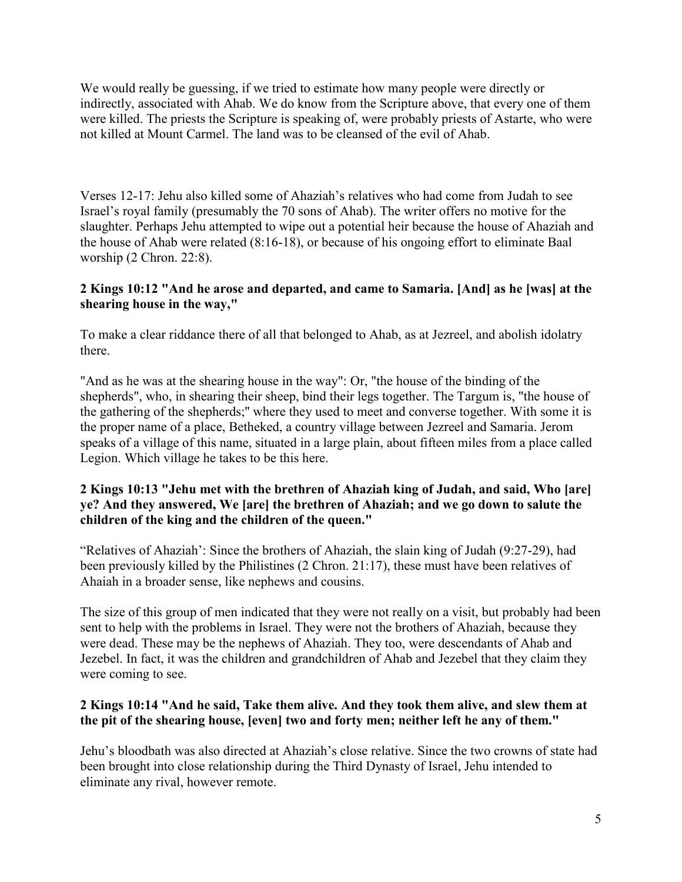We would really be guessing, if we tried to estimate how many people were directly or indirectly, associated with Ahab. We do know from the Scripture above, that every one of them were killed. The priests the Scripture is speaking of, were probably priests of Astarte, who were not killed at Mount Carmel. The land was to be cleansed of the evil of Ahab.

Verses 12-17: Jehu also killed some of Ahaziah's relatives who had come from Judah to see Israel's royal family (presumably the 70 sons of Ahab). The writer offers no motive for the slaughter. Perhaps Jehu attempted to wipe out a potential heir because the house of Ahaziah and the house of Ahab were related (8:16-18), or because of his ongoing effort to eliminate Baal worship (2 Chron. 22:8).

**2 Kings 10:12 "And he arose and departed, and came to Samaria. [And] as he [was] at the shearing house in the way,"**

To make a clear riddance there of all that belonged to Ahab, as at Jezreel, and abolish idolatry there.

"And as he was at the shearing house in the way": Or, "the house of the binding of the shepherds", who, in shearing their sheep, bind their legs together. The Targum is, "the house of the gathering of the shepherds;" where they used to meet and converse together. With some it is the proper name of a place, Betheked, a country village between Jezreel and Samaria. Jerom speaks of a village of this name, situated in a large plain, about fifteen miles from a place called Legion. Which village he takes to be this here.

**2 Kings 10:13 "Jehu met with the brethren of Ahaziah king of Judah, and said, Who [are] ye? And they answered, We [are] the brethren of Ahaziah; and we go down to salute the children of the king and the children of the queen."**

"Relatives of Ahaziah': Since the brothers of Ahaziah, the slain king of Judah (9:27-29), had been previously killed by the Philistines (2 Chron. 21:17), these must have been relatives of Ahaiah in a broader sense, like nephews and cousins.

The size of this group of men indicated that they were not really on a visit, but probably had been sent to help with the problems in Israel. They were not the brothers of Ahaziah, because they were dead. These may be the nephews of Ahaziah. They too, were descendants of Ahab and Jezebel. In fact, it was the children and grandchildren of Ahab and Jezebel that they claim they were coming to see.

**2 Kings 10:14 "And he said, Take them alive. And they took them alive, and slew them at the pit of the shearing house, [even] two and forty men; neither left he any of them."**

Jehu's bloodbath was also directed at Ahaziah's close relative. Since the two crowns of state had been brought into close relationship during the Third Dynasty of Israel, Jehu intended to eliminate any rival, however remote.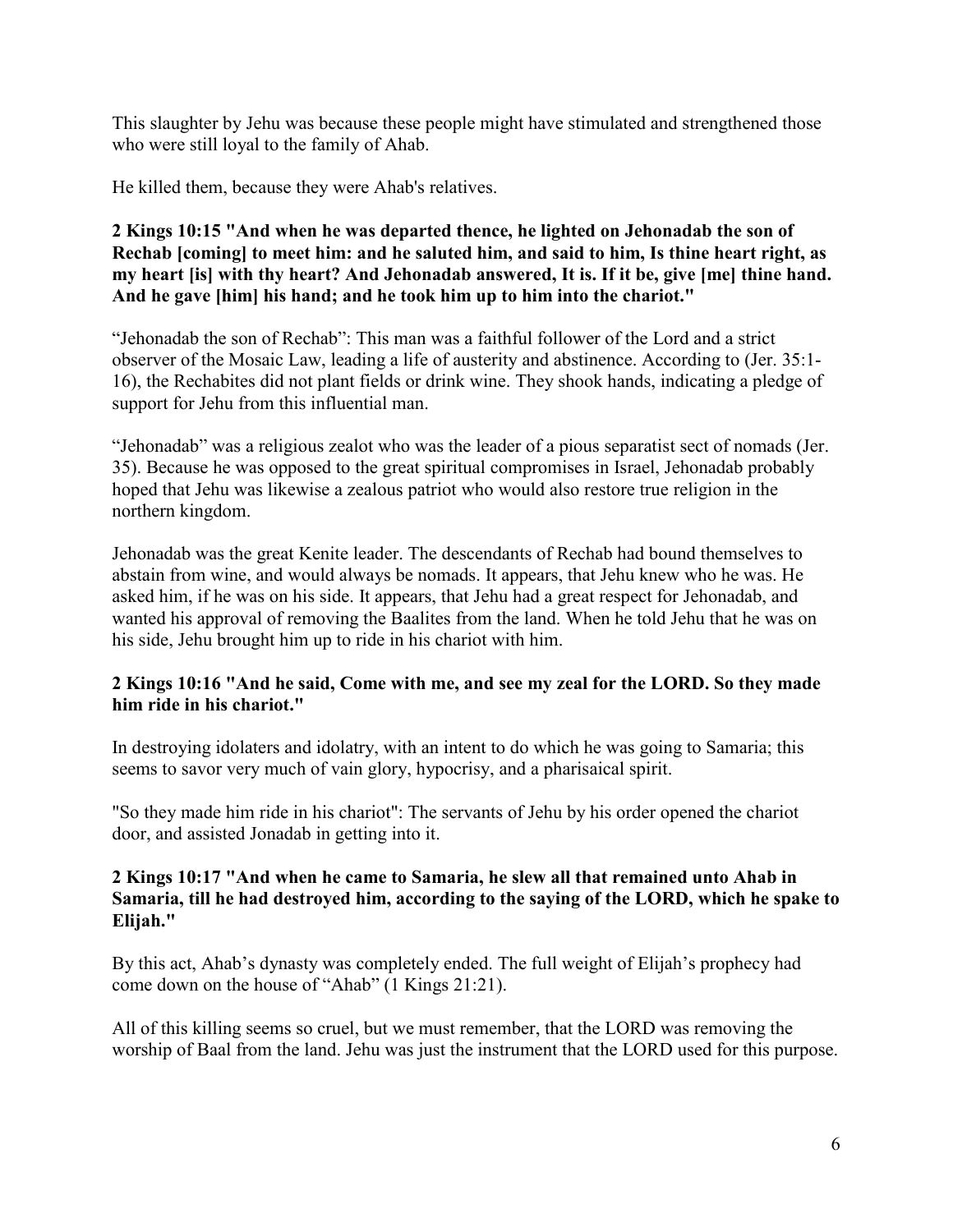This slaughter by Jehu was because these people might have stimulated and strengthened those who were still loyal to the family of Ahab.

He killed them, because they were Ahab's relatives.

**2 Kings 10:15 "And when he was departed thence, he lighted on Jehonadab the son of Rechab [coming] to meet him: and he saluted him, and said to him, Is thine heart right, as my heart [is] with thy heart? And Jehonadab answered, It is. If it be, give [me] thine hand. And he gave [him] his hand; and he took him up to him into the chariot."**

"Jehonadab the son of Rechab": This man was a faithful follower of the Lord and a strict observer of the Mosaic Law, leading a life of austerity and abstinence. According to (Jer. 35:1-16), the Rechabites did not plant fields or drink wine. They shook hands, indicating a pledge of support for Jehu from this influential man.

"Jehonadab" was a religious zealot who was the leader of a pious separatist sect of nomads (Jer. 35). Because he was opposed to the great spiritual compromises in Israel, Jehonadab probably hoped that Jehu was likewise a zealous patriot who would also restore true religion in the northern kingdom.

Jehonadab was the great Kenite leader. The descendants of Rechab had bound themselves to abstain from wine, and would always be nomads. It appears, that Jehu knew who he was. He asked him, if he was on his side. It appears, that Jehu had a great respect for Jehonadab, and wanted his approval of removing the Baalites from the land. When he told Jehu that he was on his side, Jehu brought him up to ride in his chariot with him.

**2 Kings 10:16 "And he said, Come with me, and see my zeal for the LORD. So they made him ride in his chariot."**

In destroying idolaters and idolatry, with an intent to do which he was going to Samaria; this seems to savor very much of vain glory, hypocrisy, and a pharisaical spirit.

"So they made him ride in his chariot": The servants of Jehu by his order opened the chariot door, and assisted Jonadab in getting into it.

**2 Kings 10:17 "And when he came to Samaria, he slew all that remained unto Ahab in Samaria, till he had destroyed him, according to the saying of the LORD, which he spake to Elijah."**

By this act, Ahab's dynasty was completely ended. The full weight of Elijah's prophecy had come down on the house of "Ahab" (1 Kings 21:21).

All of this killing seems so cruel, but we must remember, that the LORD was removing the worship of Baal from the land. Jehu was just the instrument that the LORD used for this purpose.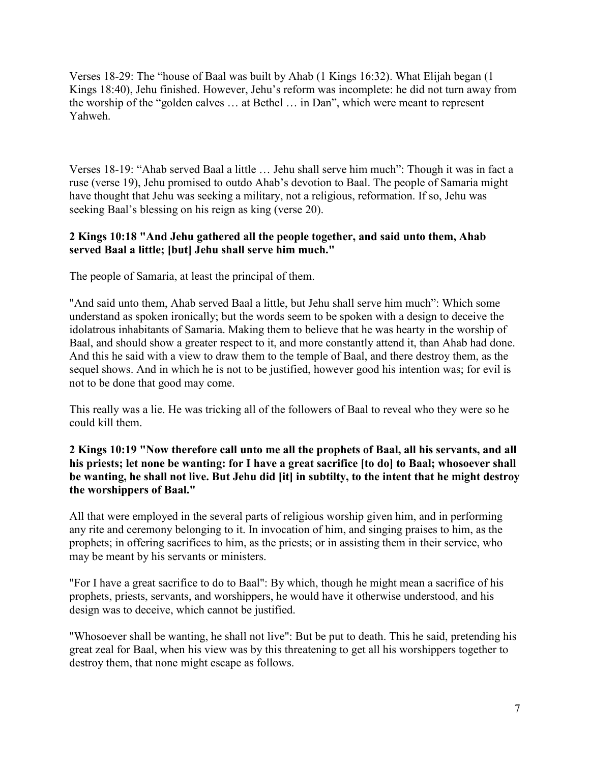Verses 18-29: The "house of Baal was built by Ahab (1 Kings 16:32). What Elijah began (1 Kings 18:40), Jehu finished. However, Jehu's reform was incomplete: he did not turn away from the worship of the "golden calves … at Bethel … in Dan", which were meant to represent Yahweh.

Verses 18-19: "Ahab served Baal a little … Jehu shall serve him much": Though it was in fact a ruse (verse 19), Jehu promised to outdo Ahab's devotion to Baal. The people of Samaria might have thought that Jehu was seeking a military, not a religious, reformation. If so, Jehu was seeking Baal's blessing on his reign as king (verse 20).

**2 Kings 10:18 "And Jehu gathered all the people together, and said unto them, Ahab served Baal a little; [but] Jehu shall serve him much."**

The people of Samaria, at least the principal of them.

"And said unto them, Ahab served Baal a little, but Jehu shall serve him much": Which some understand as spoken ironically; but the words seem to be spoken with a design to deceive the idolatrous inhabitants of Samaria. Making them to believe that he was hearty in the worship of Baal, and should show a greater respect to it, and more constantly attend it, than Ahab had done. And this he said with a view to draw them to the temple of Baal, and there destroy them, as the sequel shows. And in which he is not to be justified, however good his intention was; for evil is not to be done that good may come.

This really was a lie. He was tricking all of the followers of Baal to reveal who they were so he could kill them.

**2 Kings 10:19 "Now therefore call unto me all the prophets of Baal, all his servants, and all his priests; let none be wanting: for I have a great sacrifice [to do] to Baal; whosoever shall be wanting, he shall not live. But Jehu did [it] in subtilty, to the intent that he might destroy the worshippers of Baal."**

All that were employed in the several parts of religious worship given him, and in performing any rite and ceremony belonging to it. In invocation of him, and singing praises to him, as the prophets; in offering sacrifices to him, as the priests; or in assisting them in their service, who may be meant by his servants or ministers.

"For I have a great sacrifice to do to Baal": By which, though he might mean a sacrifice of his prophets, priests, servants, and worshippers, he would have it otherwise understood, and his design was to deceive, which cannot be justified.

"Whosoever shall be wanting, he shall not live": But be put to death. This he said, pretending his great zeal for Baal, when his view was by this threatening to get all his worshippers together to destroy them, that none might escape as follows.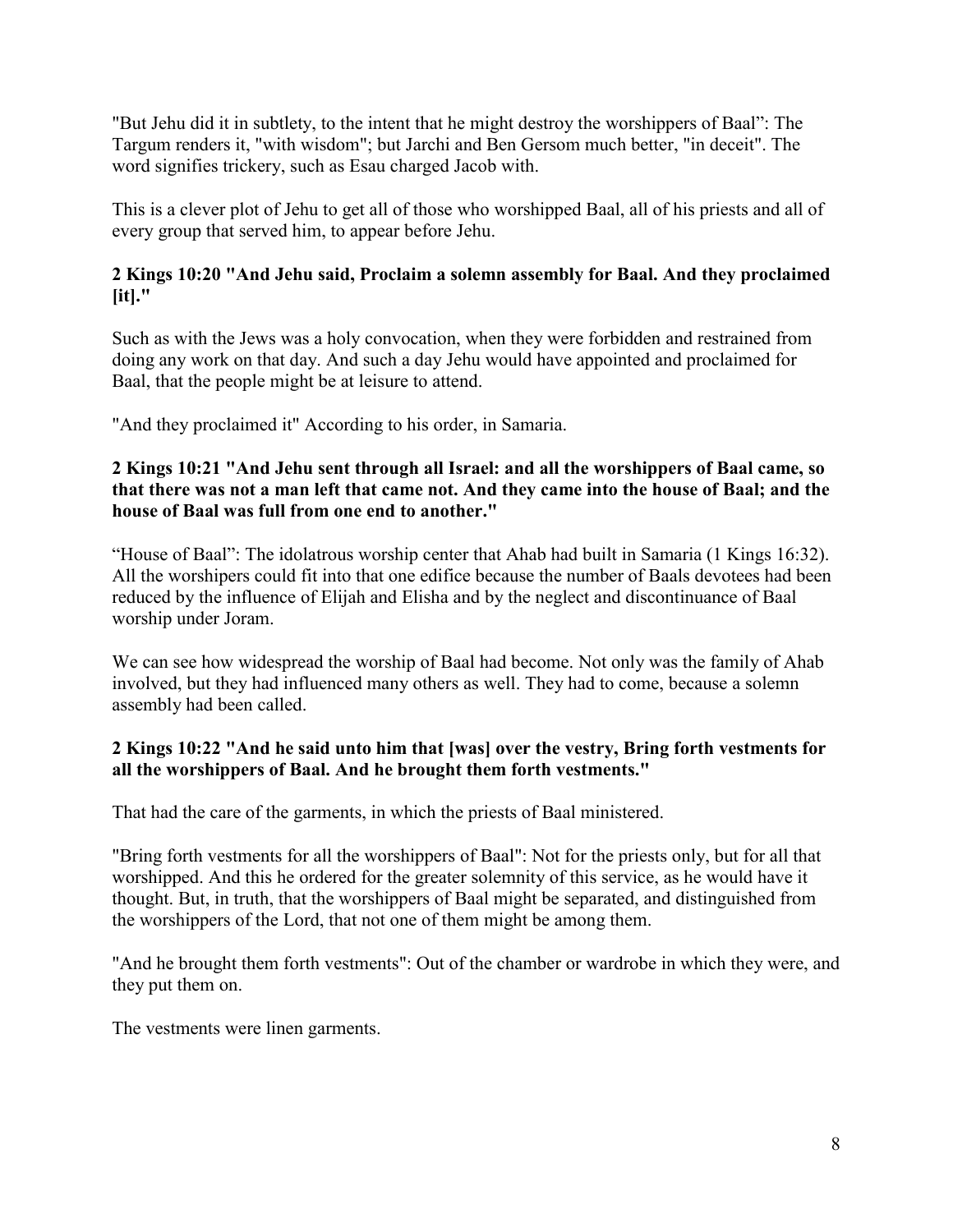"But Jehu did it in subtlety, to the intent that he might destroy the worshippers of Baal": The Targum renders it, "with wisdom"; but Jarchi and Ben Gersom much better, "in deceit". The word signifies trickery, such as Esau charged Jacob with.

This is a clever plot of Jehu to get all of those who worshipped Baal, all of his priests and all of every group that served him, to appear before Jehu.

**2 Kings 10:20 "And Jehu said, Proclaim a solemn assembly for Baal. And they proclaimed [it]."**

Such as with the Jews was a holy convocation, when they were forbidden and restrained from doing any work on that day. And such a day Jehu would have appointed and proclaimed for Baal, that the people might be at leisure to attend.

"And they proclaimed it" According to his order, in Samaria.

**2 Kings 10:21 "And Jehu sent through all Israel: and all the worshippers of Baal came, so that there was not a man left that came not. And they came into the house of Baal; and the house of Baal was full from one end to another."**

"House of Baal": The idolatrous worship center that Ahab had built in Samaria (1 Kings 16:32). All the worshipers could fit into that one edifice because the number of Baals devotees had been reduced by the influence of Elijah and Elisha and by the neglect and discontinuance of Baal worship under Joram.

We can see how widespread the worship of Baal had become. Not only was the family of Ahab involved, but they had influenced many others as well. They had to come, because a solemn assembly had been called.

**2 Kings 10:22 "And he said unto him that [was] over the vestry, Bring forth vestments for all the worshippers of Baal. And he brought them forth vestments."**

That had the care of the garments, in which the priests of Baal ministered.

"Bring forth vestments for all the worshippers of Baal": Not for the priests only, but for all that worshipped. And this he ordered for the greater solemnity of this service, as he would have it thought. But, in truth, that the worshippers of Baal might be separated, and distinguished from the worshippers of the Lord, that not one of them might be among them.

"And he brought them forth vestments": Out of the chamber or wardrobe in which they were, and they put them on.

The vestments were linen garments.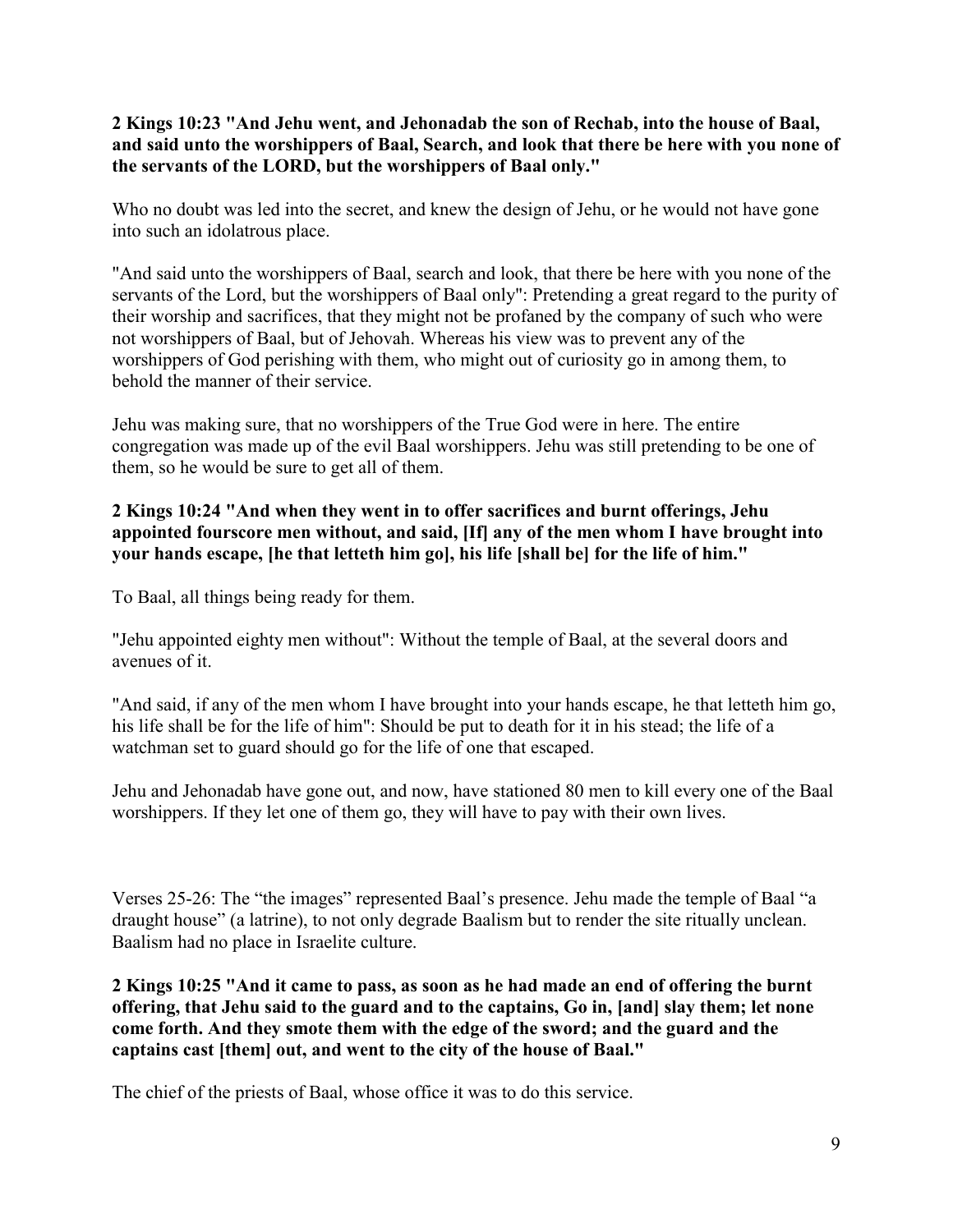**2 Kings 10:23 "And Jehu went, and Jehonadab the son of Rechab, into the house of Baal, and said unto the worshippers of Baal, Search, and look that there be here with you none of the servants of the LORD, but the worshippers of Baal only."**

Who no doubt was led into the secret, and knew the design of Jehu, or he would not have gone into such an idolatrous place.

"And said unto the worshippers of Baal, search and look, that there be here with you none of the servants of the Lord, but the worshippers of Baal only": Pretending a great regard to the purity of their worship and sacrifices, that they might not be profaned by the company of such who were not worshippers of Baal, but of Jehovah. Whereas his view was to prevent any of the worshippers of God perishing with them, who might out of curiosity go in among them, to behold the manner of their service.

Jehu was making sure, that no worshippers of the True God were in here. The entire congregation was made up of the evil Baal worshippers. Jehu was still pretending to be one of them, so he would be sure to get all of them.

**2 Kings 10:24 "And when they went in to offer sacrifices and burnt offerings, Jehu appointed fourscore men without, and said, [If] any of the men whom I have brought into your hands escape, [he that letteth him go], his life [shall be] for the life of him."**

To Baal, all things being ready for them.

"Jehu appointed eighty men without": Without the temple of Baal, at the several doors and avenues of it.

"And said, if any of the men whom I have brought into your hands escape, he that letteth him go, his life shall be for the life of him": Should be put to death for it in his stead; the life of a watchman set to guard should go for the life of one that escaped.

Jehu and Jehonadab have gone out, and now, have stationed 80 men to kill every one of the Baal worshippers. If they let one of them go, they will have to pay with their own lives.

Verses 25-26: The "the images" represented Baal's presence. Jehu made the temple of Baal "a draught house" (a latrine), to not only degrade Baalism but to render the site ritually unclean. Baalism had no place in Israelite culture.

**2 Kings 10:25 "And it came to pass, as soon as he had made an end of offering the burnt offering, that Jehu said to the guard and to the captains, Go in, [and] slay them; let none come forth. And they smote them with the edge of the sword; and the guard and the captains cast [them] out, and went to the city of the house of Baal."**

The chief of the priests of Baal, whose office it was to do this service.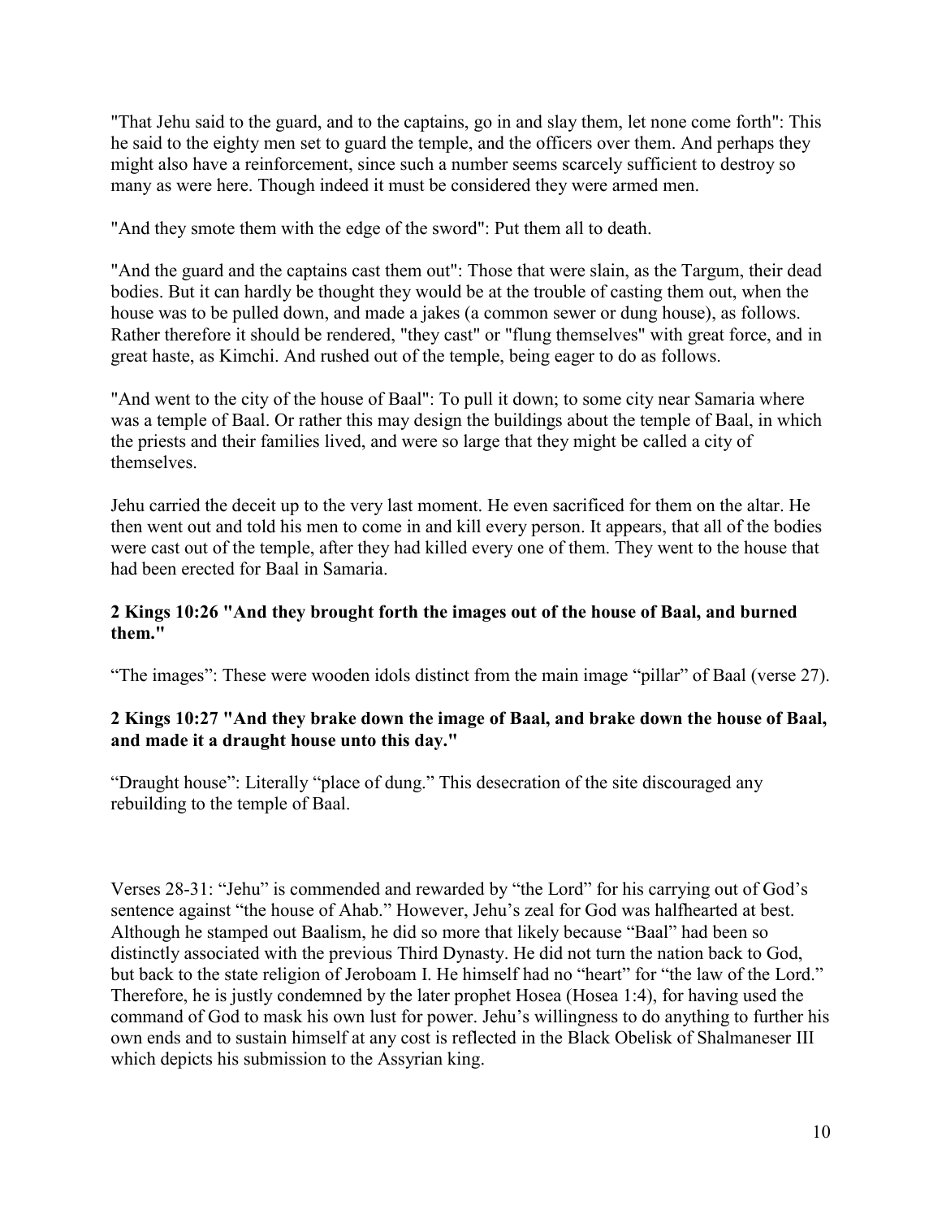"That Jehu said to the guard, and to the captains, go in and slay them, let none come forth": This he said to the eighty men set to guard the temple, and the officers over them. And perhaps they might also have a reinforcement, since such a number seems scarcely sufficient to destroy so many as were here. Though indeed it must be considered they were armed men.

"And they smote them with the edge of the sword": Put them all to death.

"And the guard and the captains cast them out": Those that were slain, as the Targum, their dead bodies. But it can hardly be thought they would be at the trouble of casting them out, when the house was to be pulled down, and made a jakes (a common sewer or dung house), as follows. Rather therefore it should be rendered, "they cast" or "flung themselves" with great force, and in great haste, as Kimchi. And rushed out of the temple, being eager to do as follows.

"And went to the city of the house of Baal": To pull it down; to some city near Samaria where was a temple of Baal. Or rather this may design the buildings about the temple of Baal, in which the priests and their families lived, and were so large that they might be called a city of themselves.

Jehu carried the deceit up to the very last moment. He even sacrificed for them on the altar. He then went out and told his men to come in and kill every person. It appears, that all of the bodies were cast out of the temple, after they had killed every one of them. They went to the house that had been erected for Baal in Samaria.

**2 Kings 10:26 "And they brought forth the images out of the house of Baal, and burned them."**

"The images": These were wooden idols distinct from the main image "pillar" of Baal (verse 27).

**2 Kings 10:27 "And they brake down the image of Baal, and brake down the house of Baal, and made it a draught house unto this day."**

"Draught house": Literally "place of dung." This desecration of the site discouraged any rebuilding to the temple of Baal.

Verses 28-31: "Jehu" is commended and rewarded by "the Lord" for his carrying out of God's sentence against "the house of Ahab." However, Jehu's zeal for God was halfhearted at best. Although he stamped out Baalism, he did so more that likely because "Baal" had been so distinctly associated with the previous Third Dynasty. He did not turn the nation back to God, but back to the state religion of Jeroboam I. He himself had no "heart" for "the law of the Lord." Therefore, he is justly condemned by the later prophet Hosea (Hosea 1:4), for having used the command of God to mask his own lust for power. Jehu's willingness to do anything to further his own ends and to sustain himself at any cost is reflected in the Black Obelisk of Shalmaneser III which depicts his submission to the Assyrian king.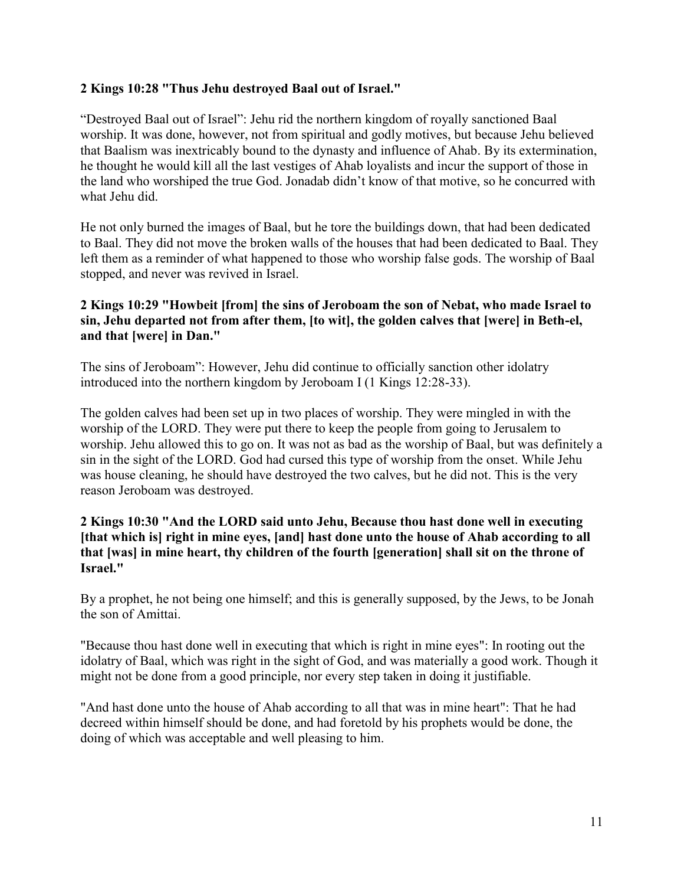**2 Kings 10:28 "Thus Jehu destroyed Baal out of Israel."**

"Destroyed Baal out of Israel": Jehu rid the northern kingdom of royally sanctioned Baal worship. It was done, however, not from spiritual and godly motives, but because Jehu believed that Baalism was inextricably bound to the dynasty and influence of Ahab. By its extermination, he thought he would kill all the last vestiges of Ahab loyalists and incur the support of those in the land who worshiped the true God. Jonadab didn't know of that motive, so he concurred with what Jehu did.

He not only burned the images of Baal, but he tore the buildings down, that had been dedicated to Baal. They did not move the broken walls of the houses that had been dedicated to Baal. They left them as a reminder of what happened to those who worship false gods. The worship of Baal stopped, and never was revived in Israel.

**2 Kings 10:29 "Howbeit [from] the sins of Jeroboam the son of Nebat, who made Israel to sin, Jehu departed not from after them, [to wit], the golden calves that [were] in Beth-el, and that [were] in Dan."**

The sins of Jeroboam": However, Jehu did continue to officially sanction other idolatry introduced into the northern kingdom by Jeroboam I (1 Kings 12:28-33).

The golden calves had been set up in two places of worship. They were mingled in with the worship of the LORD. They were put there to keep the people from going to Jerusalem to worship. Jehu allowed this to go on. It was not as bad as the worship of Baal, but was definitely a sin in the sight of the LORD. God had cursed this type of worship from the onset. While Jehu was house cleaning, he should have destroyed the two calves, but he did not. This is the very reason Jeroboam was destroyed.

**2 Kings 10:30 "And the LORD said unto Jehu, Because thou hast done well in executing [that which is] right in mine eyes, [and] hast done unto the house of Ahab according to all that [was] in mine heart, thy children of the fourth [generation] shall sit on the throne of Israel."**

By a prophet, he not being one himself; and this is generally supposed, by the Jews, to be Jonah the son of Amittai.

"Because thou hast done well in executing that which is right in mine eyes": In rooting out the idolatry of Baal, which was right in the sight of God, and was materially a good work. Though it might not be done from a good principle, nor every step taken in doing it justifiable.

"And hast done unto the house of Ahab according to all that was in mine heart": That he had decreed within himself should be done, and had foretold by his prophets would be done, the doing of which was acceptable and well pleasing to him.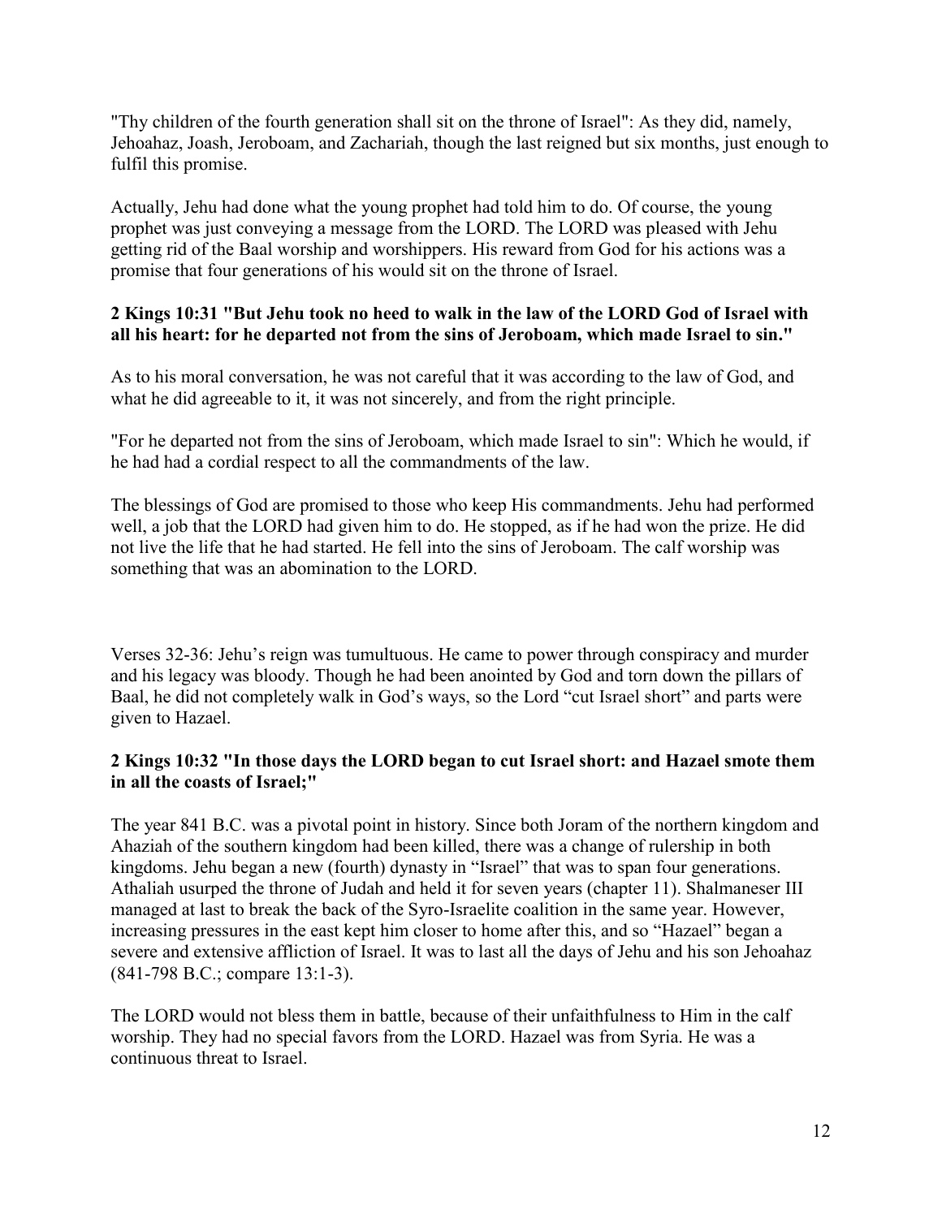"Thy children of the fourth generation shall sit on the throne of Israel": As they did, namely, Jehoahaz, Joash, Jeroboam, and Zachariah, though the last reigned but six months, just enough to fulfil this promise.

Actually, Jehu had done what the young prophet had told him to do. Of course, the young prophet was just conveying a message from the LORD. The LORD was pleased with Jehu getting rid of the Baal worship and worshippers. His reward from God for his actions was a promise that four generations of his would sit on the throne of Israel.

**2 Kings 10:31 "But Jehu took no heed to walk in the law of the LORD God of Israel with all his heart: for he departed not from the sins of Jeroboam, which made Israel to sin."**

As to his moral conversation, he was not careful that it was according to the law of God, and what he did agreeable to it, it was not sincerely, and from the right principle.

"For he departed not from the sins of Jeroboam, which made Israel to sin": Which he would, if he had had a cordial respect to all the commandments of the law.

The blessings of God are promised to those who keep His commandments. Jehu had performed well, a job that the LORD had given him to do. He stopped, as if he had won the prize. He did not live the life that he had started. He fell into the sins of Jeroboam. The calf worship was something that was an abomination to the LORD.

Verses 32-36: Jehu's reign was tumultuous. He came to power through conspiracy and murder and his legacy was bloody. Though he had been anointed by God and torn down the pillars of Baal, he did not completely walk in God's ways, so the Lord "cut Israel short" and parts were given to Hazael.

**2 Kings 10:32 "In those days the LORD began to cut Israel short: and Hazael smote them in all the coasts of Israel;"**

The year 841 B.C. was a pivotal point in history. Since both Joram of the northern kingdom and Ahaziah of the southern kingdom had been killed, there was a change of rulership in both kingdoms. Jehu began a new (fourth) dynasty in "Israel" that was to span four generations. Athaliah usurped the throne of Judah and held it for seven years (chapter 11). Shalmaneser III managed at last to break the back of the Syro-Israelite coalition in the same year. However, increasing pressures in the east kept him closer to home after this, and so "Hazael" began a severe and extensive affliction of Israel. It was to last all the days of Jehu and his son Jehoahaz (841-798 B.C.; compare 13:1-3).

The LORD would not bless them in battle, because of their unfaithfulness to Him in the calf worship. They had no special favors from the LORD. Hazael was from Syria. He was a continuous threat to Israel.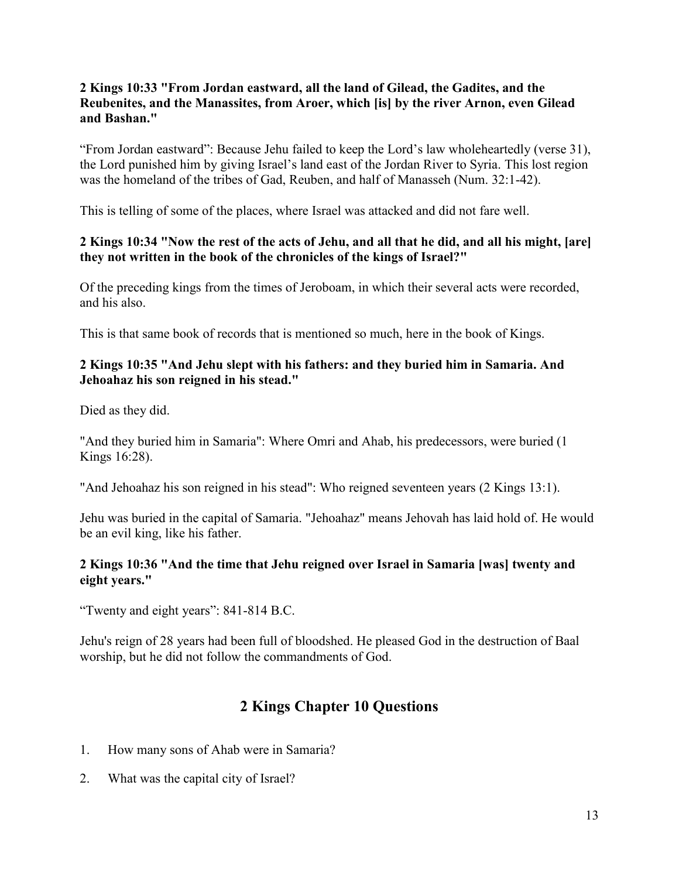**2 Kings 10:33 "From Jordan eastward, all the land of Gilead, the Gadites, and the Reubenites, and the Manassites, from Aroer, which [is] by the river Arnon, even Gilead and Bashan."**

“From Jordan eastward”: Because Jehu failed to keep the Lord’s law wholeheartedly (verse 31), the Lord punished him by giving Israel’s land east of the Jordan River to Syria. This lost region was the homeland of the tribes of Gad, Reuben, and half of Manasseh (Num. 32:1-42).

This is telling of some of the places, where Israel was attacked and did not fare well.

**2 Kings 10:34 "Now the rest of the acts of Jehu, and all that he did, and all his might, [are] they not written in the book of the chronicles of the kings of Israel?"**

Of the preceding kings from the times of Jeroboam, in which their several acts were recorded, and his also.

This is that same book of records that is mentioned so much, here in the book of Kings.

**2 Kings 10:35 "And Jehu slept with his fathers: and they buried him in Samaria. And Jehoahaz his son reigned in his stead."**

Died as they did.

"And they buried him in Samaria": Where Omri and Ahab, his predecessors, were buried (1 Kings 16:28).

"And Jehoahaz his son reigned in his stead": Who reigned seventeen years (2 Kings 13:1).

Jehu was buried in the capital of Samaria. "Jehoahaz" means Jehovah has laid hold of. He would be an evil king, like his father.

**2 Kings 10:36 "And the time that Jehu reigned over Israel in Samaria [was] twenty and eight years."**

“Twenty and eight years”: 841-814 B.C.

Jehu's reign of 28 years had been full of bloodshed. He pleased God in the destruction of Baal worship, but he did not follow the commandments of God.

## 2 Kings Chapter 10 Questions

1. How many sons of Ahab were in Samaria?
2. What was the capital city of Israel?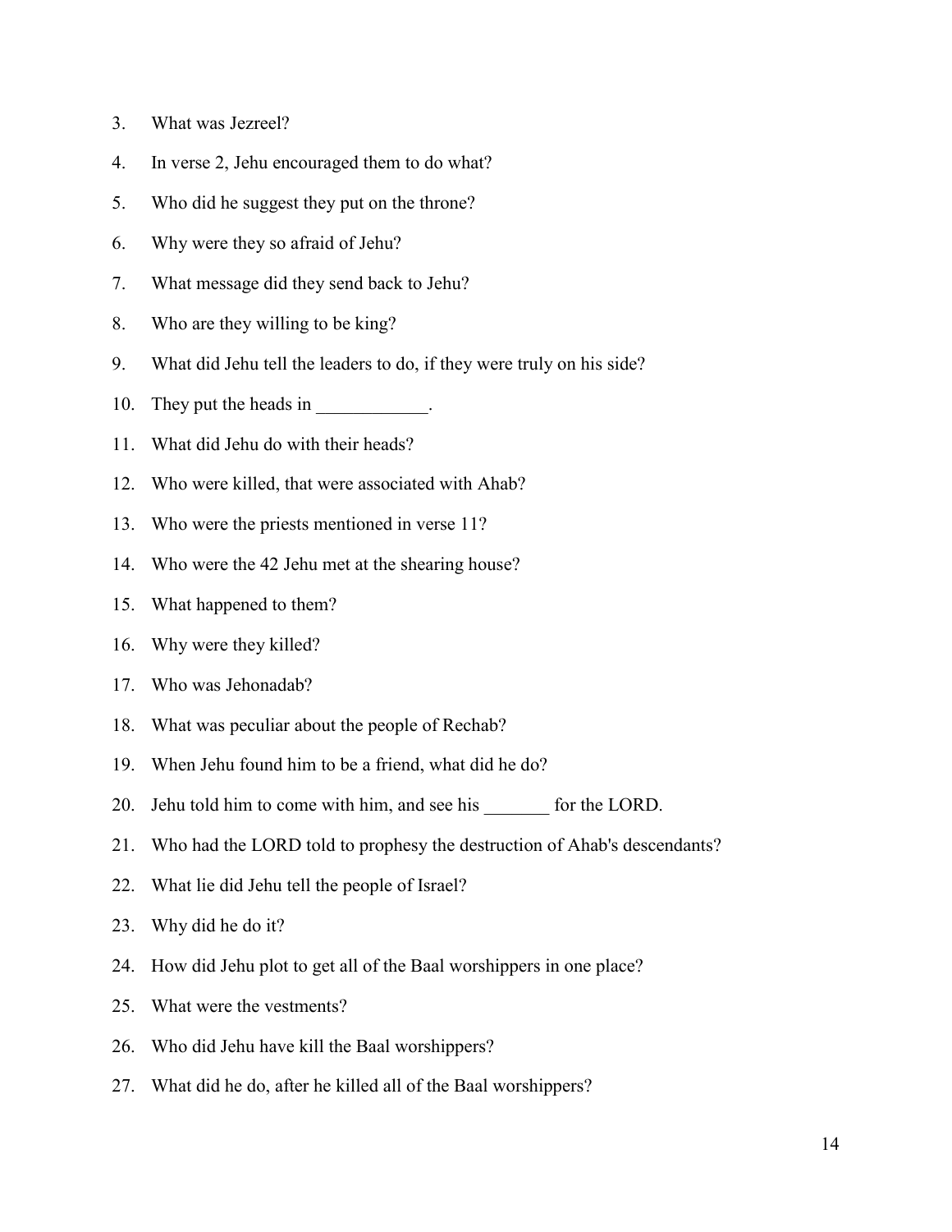3. What was Jezreel?
4. In verse 2, Jehu encouraged them to do what?
5. Who did he suggest they put on the throne?
6. Why were they so afraid of Jehu?
7. What message did they send back to Jehu?
8. Who are they willing to be king?
9. What did Jehu tell the leaders to do, if they were truly on his side?
10. They put the heads in ____________.
11. What did Jehu do with their heads?
12. Who were killed, that were associated with Ahab?
13. Who were the priests mentioned in verse 11?
14. Who were the 42 Jehu met at the shearing house?
15. What happened to them?
16. Why were they killed?
17. Who was Jehonadab?
18. What was peculiar about the people of Rechab?
19. When Jehu found him to be a friend, what did he do?
20. Jehu told him to come with him, and see his _______ for the LORD.
21. Who had the LORD told to prophesy the destruction of Ahab's descendants?
22. What lie did Jehu tell the people of Israel?
23. Why did he do it?
24. How did Jehu plot to get all of the Baal worshippers in one place?
25. What were the vestments?
26. Who did Jehu have kill the Baal worshippers?
27. What did he do, after he killed all of the Baal worshippers?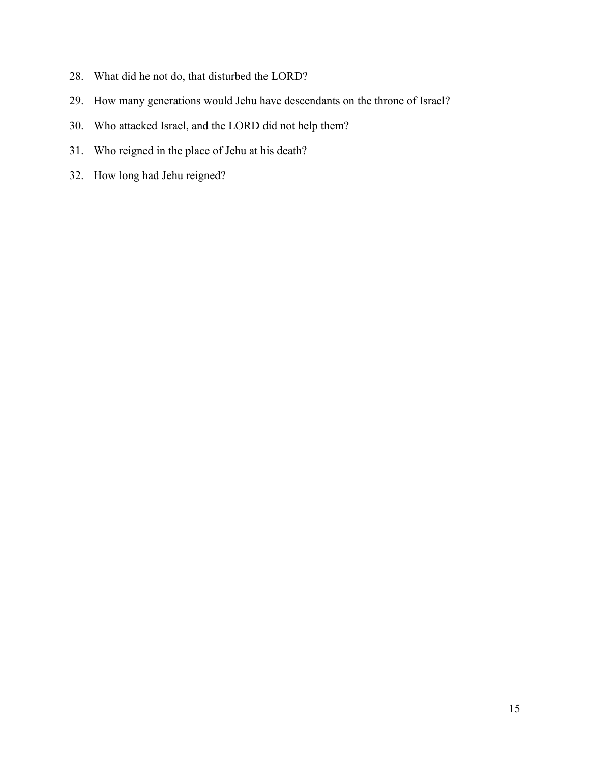28. What did he not do, that disturbed the LORD?
29. How many generations would Jehu have descendants on the throne of Israel?
30. Who attacked Israel, and the LORD did not help them?
31. Who reigned in the place of Jehu at his death?
32. How long had Jehu reigned?